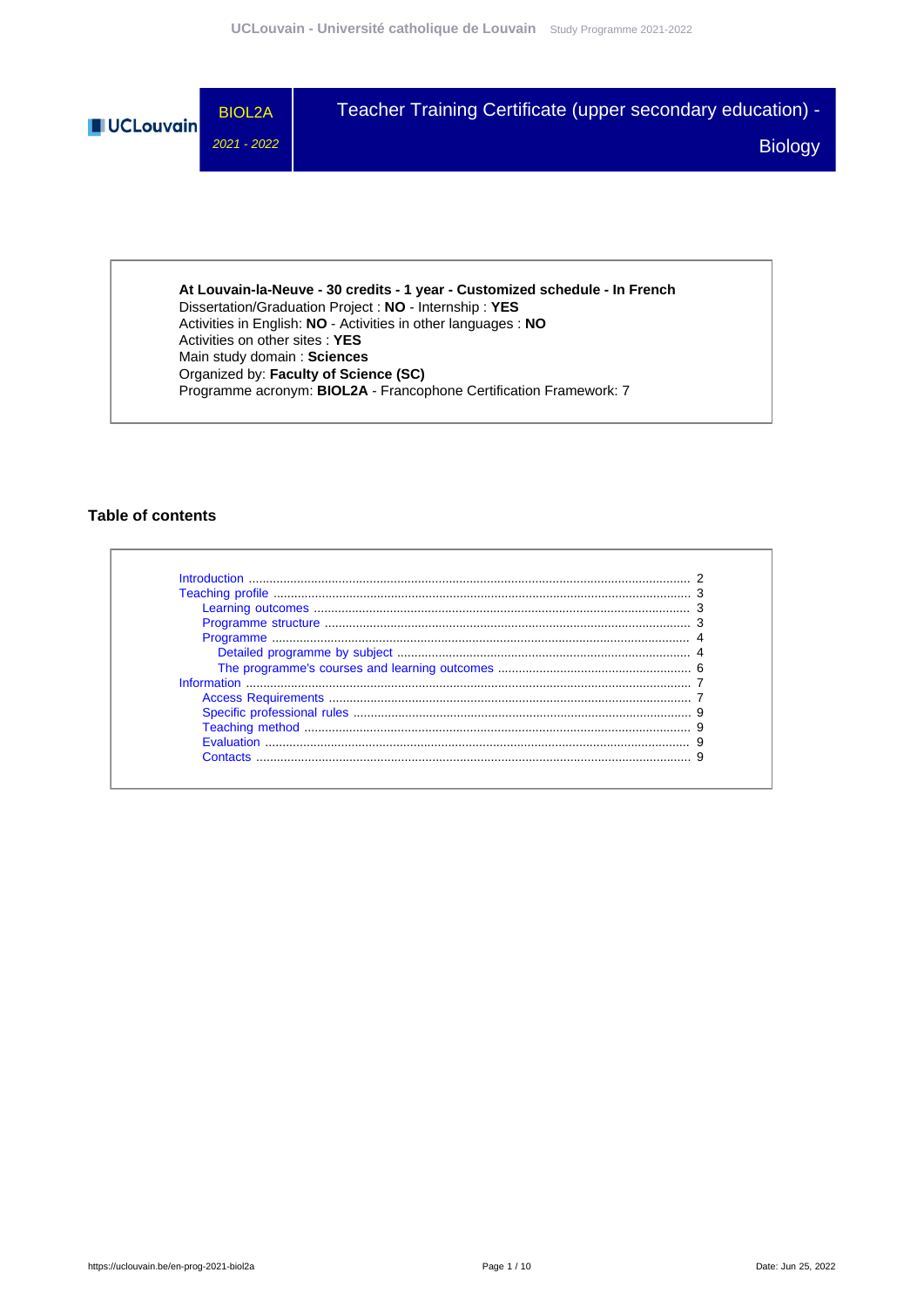# BIOL2A

*2021 - 2022*

# Teacher Training Certificate (upper secondary education) - Biology

**At Louvain-la-Neuve - 30 credits - 1 year - Customized schedule - In French**
Dissertation/Graduation Project : **NO** - Internship : **YES**
Activities in English: **NO** - Activities in other languages : **NO**
Activities on other sites : **YES**
Main study domain : **Sciences**
Organized by: **Faculty of Science (SC)**
Programme acronym: **BIOL2A** - Francophone Certification Framework: 7

## Table of contents

- Introduction ........ 2
- Teaching profile ........ 3
  - Learning outcomes ........ 3
  - Programme structure ........ 3
  - Programme ........ 4
    - Detailed programme by subject ........ 4
    - The programme's courses and learning outcomes ........ 6
- Information ........ 7
  - Access Requirements ........ 7
  - Specific professional rules ........ 9
  - Teaching method ........ 9
  - Evaluation ........ 9
  - Contacts ........ 9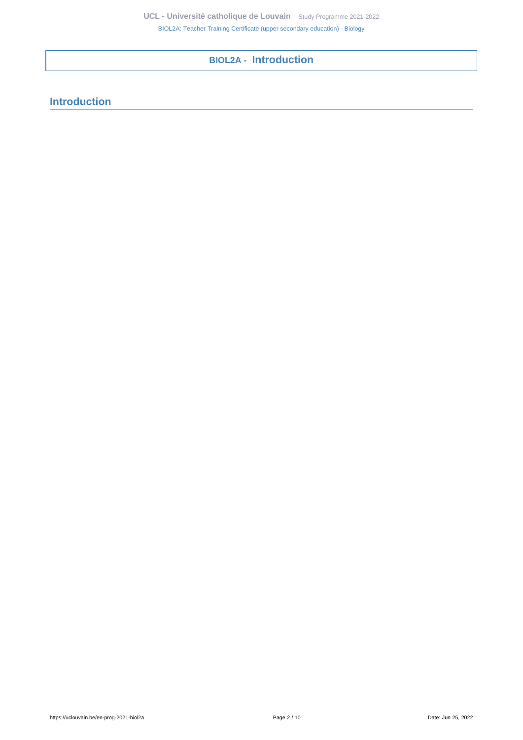# BIOL2A - Introduction

## Introduction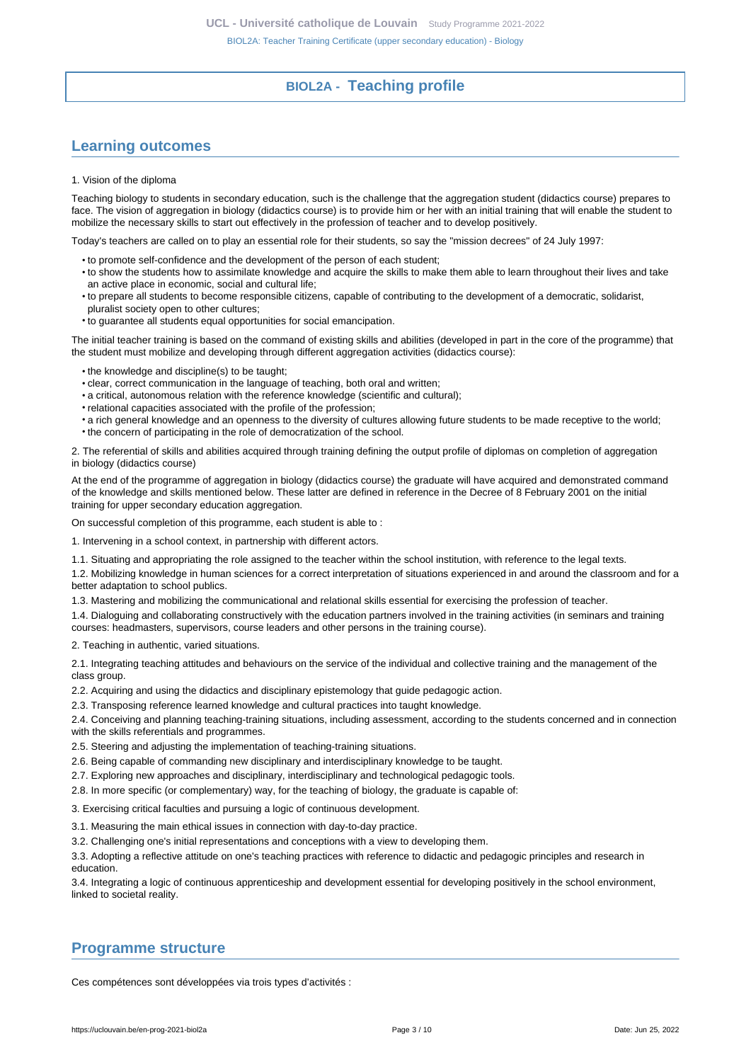## BIOL2A - Teaching profile

## Learning outcomes

1. Vision of the diploma

Teaching biology to students in secondary education, such is the challenge that the aggregation student (didactics course) prepares to face. The vision of aggregation in biology (didactics course) is to provide him or her with an initial training that will enable the student to mobilize the necessary skills to start out effectively in the profession of teacher and to develop positively.

Today's teachers are called on to play an essential role for their students, so say the "mission decrees" of 24 July 1997:

- to promote self-confidence and the development of the person of each student;
- to show the students how to assimilate knowledge and acquire the skills to make them able to learn throughout their lives and take an active place in economic, social and cultural life;
- to prepare all students to become responsible citizens, capable of contributing to the development of a democratic, solidarist, pluralist society open to other cultures;
- to guarantee all students equal opportunities for social emancipation.

The initial teacher training is based on the command of existing skills and abilities (developed in part in the core of the programme) that the student must mobilize and developing through different aggregation activities (didactics course):

- the knowledge and discipline(s) to be taught;
- clear, correct communication in the language of teaching, both oral and written;
- a critical, autonomous relation with the reference knowledge (scientific and cultural);
- relational capacities associated with the profile of the profession;
- a rich general knowledge and an openness to the diversity of cultures allowing future students to be made receptive to the world;
- the concern of participating in the role of democratization of the school.

2. The referential of skills and abilities acquired through training defining the output profile of diplomas on completion of aggregation in biology (didactics course)

At the end of the programme of aggregation in biology (didactics course) the graduate will have acquired and demonstrated command of the knowledge and skills mentioned below. These latter are defined in reference in the Decree of 8 February 2001 on the initial training for upper secondary education aggregation.

On successful completion of this programme, each student is able to :

1. Intervening in a school context, in partnership with different actors.

1.1. Situating and appropriating the role assigned to the teacher within the school institution, with reference to the legal texts.

1.2. Mobilizing knowledge in human sciences for a correct interpretation of situations experienced in and around the classroom and for a better adaptation to school publics.

1.3. Mastering and mobilizing the communicational and relational skills essential for exercising the profession of teacher.

1.4. Dialoguing and collaborating constructively with the education partners involved in the training activities (in seminars and training courses: headmasters, supervisors, course leaders and other persons in the training course).

2. Teaching in authentic, varied situations.

2.1. Integrating teaching attitudes and behaviours on the service of the individual and collective training and the management of the class group.

2.2. Acquiring and using the didactics and disciplinary epistemology that guide pedagogic action.

2.3. Transposing reference learned knowledge and cultural practices into taught knowledge.

2.4. Conceiving and planning teaching-training situations, including assessment, according to the students concerned and in connection with the skills referentials and programmes.

2.5. Steering and adjusting the implementation of teaching-training situations.

2.6. Being capable of commanding new disciplinary and interdisciplinary knowledge to be taught.

2.7. Exploring new approaches and disciplinary, interdisciplinary and technological pedagogic tools.

2.8. In more specific (or complementary) way, for the teaching of biology, the graduate is capable of:

3. Exercising critical faculties and pursuing a logic of continuous development.

3.1. Measuring the main ethical issues in connection with day-to-day practice.

3.2. Challenging one's initial representations and conceptions with a view to developing them.

3.3. Adopting a reflective attitude on one's teaching practices with reference to didactic and pedagogic principles and research in education.

3.4. Integrating a logic of continuous apprenticeship and development essential for developing positively in the school environment, linked to societal reality.

## Programme structure

Ces compétences sont développées via trois types d'activités :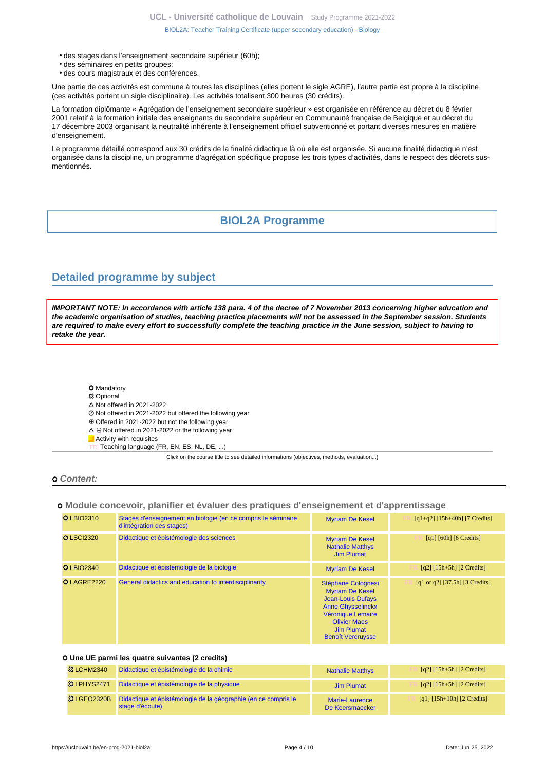- des stages dans l'enseignement secondaire supérieur (60h);
- des séminaires en petits groupes;
- des cours magistraux et des conférences.

Une partie de ces activités est commune à toutes les disciplines (elles portent le sigle AGRE), l'autre partie est propre à la discipline (ces activités portent un sigle disciplinaire). Les activités totalisent 300 heures (30 crédits).

La formation diplômante « Agrégation de l'enseignement secondaire supérieur » est organisée en référence au décret du 8 février 2001 relatif à la formation initiale des enseignants du secondaire supérieur en Communauté française de Belgique et au décret du 17 décembre 2003 organisant la neutralité inhérente à l'enseignement officiel subventionné et portant diverses mesures en matière d'enseignement.

Le programme détaillé correspond aux 30 crédits de la finalité didactique là où elle est organisée. Si aucune finalité didactique n'est organisée dans la discipline, un programme d'agrégation spécifique propose les trois types d'activités, dans le respect des décrets sus-mentionnés.

# BIOL2A Programme

## Detailed programme by subject

***IMPORTANT NOTE: In accordance with article 138 para. 4 of the decree of 7 November 2013 concerning higher education and the academic organisation of studies, teaching practice placements will not be assessed in the September session. Students are required to make every effort to successfully complete the teaching practice in the June session, subject to having to retake the year.***

- O Mandatory
- ☒ Optional
- △ Not offered in 2021-2022
- ⊘ Not offered in 2021-2022 but offered the following year
- ⊕ Offered in 2021-2022 but not the following year
- △ ⊕ Not offered in 2021-2022 or the following year
- Activity with requisites
- [FR] Teaching language (FR, EN, ES, NL, DE, ...)

Click on the course title to see detailed informations (objectives, methods, evaluation...)

### Content:

#### Module concevoir, planifier et évaluer des pratiques d'enseignement et d'apprentissage

| Code | Title | Teachers | Details |
|---|---|---|---|
| O LBIO2310 | Stages d'enseignement en biologie (en ce compris le séminaire d'intégration des stages) | Myriam De Kesel | [FR] [q1+q2] [15h+40h] [7 Credits] |
| O LSCI2320 | Didactique et épistémologie des sciences | Myriam De Kesel, Nathalie Matthys, Jim Plumat | [FR] [q1] [60h] [6 Credits] |
| O LBIO2340 | Didactique et épistémologie de la biologie | Myriam De Kesel | [FR] [q2] [15h+5h] [2 Credits] |
| O LAGRE2220 | General didactics and education to interdisciplinarity | Stéphane Colognesi, Myriam De Kesel, Jean-Louis Dufays, Anne Ghysselinckx, Véronique Lemaire, Olivier Maes, Jim Plumat, Benoît Vercruysse | [FR] [q1 or q2] [37.5h] [3 Credits] |

##### O Une UE parmi les quatre suivantes (2 credits)

| Code | Title | Teachers | Details |
|---|---|---|---|
| ☒ LCHM2340 | Didactique et épistémologie de la chimie | Nathalie Matthys | [FR] [q2] [15h+5h] [2 Credits] |
| ☒ LPHYS2471 | Didactique et épistémologie de la physique | Jim Plumat | [FR] [q2] [15h+5h] [2 Credits] |
| ☒ LGEO2320B | Didactique et épistémologie de la géographie (en ce compris le stage d'écoute) | Marie-Laurence De Keersmaecker | [FR] [q1] [15h+10h] [2 Credits] |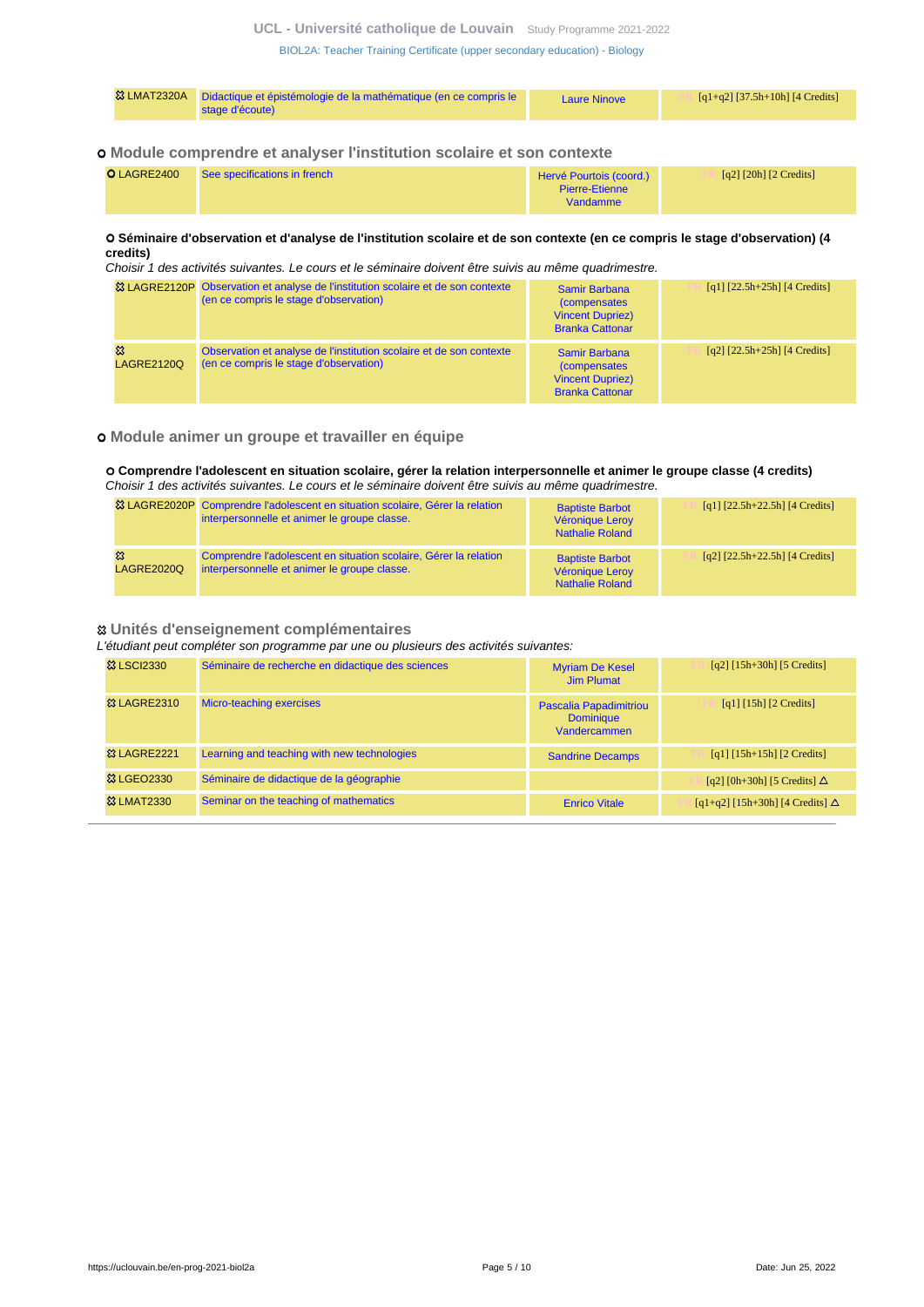| | | | |
|---|---|---|---|
| ⚭ LMAT2320A | Didactique et épistémologie de la mathématique (en ce compris le stage d'écoute) | Laure Ninove | FR [q1+q2] [37.5h+10h] [4 Credits] |

### o Module comprendre et analyser l'institution scolaire et son contexte

| | | | |
|---|---|---|---|
| O LAGRE2400 | See specifications in french | Hervé Pourtois (coord.) Pierre-Etienne Vandamme | FR [q2] [20h] [2 Credits] |

**o Séminaire d'observation et d'analyse de l'institution scolaire et de son contexte (en ce compris le stage d'observation) (4 credits)**

*Choisir 1 des activités suivantes. Le cours et le séminaire doivent être suivis au même quadrimestre.*

| | | | |
|---|---|---|---|
| ⚭ LAGRE2120P | Observation et analyse de l'institution scolaire et de son contexte (en ce compris le stage d'observation) | Samir Barbana (compensates Vincent Dupriez) Branka Cattonar | FR [q1] [22.5h+25h] [4 Credits] |
| ⚭ LAGRE2120Q | Observation et analyse de l'institution scolaire et de son contexte (en ce compris le stage d'observation) | Samir Barbana (compensates Vincent Dupriez) Branka Cattonar | FR [q2] [22.5h+25h] [4 Credits] |

### o Module animer un groupe et travailler en équipe

**o Comprendre l'adolescent en situation scolaire, gérer la relation interpersonnelle et animer le groupe classe (4 credits)**

*Choisir 1 des activités suivantes. Le cours et le séminaire doivent être suivis au même quadrimestre.*

| | | | |
|---|---|---|---|
| ⚭ LAGRE2020P | Comprendre l'adolescent en situation scolaire, Gérer la relation interpersonnelle et animer le groupe classe. | Baptiste Barbot Véronique Leroy Nathalie Roland | FR [q1] [22.5h+22.5h] [4 Credits] |
| ⚭ LAGRE2020Q | Comprendre l'adolescent en situation scolaire, Gérer la relation interpersonnelle et animer le groupe classe. | Baptiste Barbot Véronique Leroy Nathalie Roland | FR [q2] [22.5h+22.5h] [4 Credits] |

### ⚭ Unités d'enseignement complémentaires

*L'étudiant peut compléter son programme par une ou plusieurs des activités suivantes:*

| | | | |
|---|---|---|---|
| ⚭ LSCI2330 | Séminaire de recherche en didactique des sciences | Myriam De Kesel Jim Plumat | FR [q2] [15h+30h] [5 Credits] |
| ⚭ LAGRE2310 | Micro-teaching exercises | Pascalia Papadimitriou Dominique Vandercammen | FR [q1] [15h] [2 Credits] |
| ⚭ LAGRE2221 | Learning and teaching with new technologies | Sandrine Decamps | FR [q1] [15h+15h] [2 Credits] |
| ⚭ LGEO2330 | Séminaire de didactique de la géographie | | FR [q2] [0h+30h] [5 Credits] Δ |
| ⚭ LMAT2330 | Seminar on the teaching of mathematics | Enrico Vitale | FR [q1+q2] [15h+30h] [4 Credits] Δ |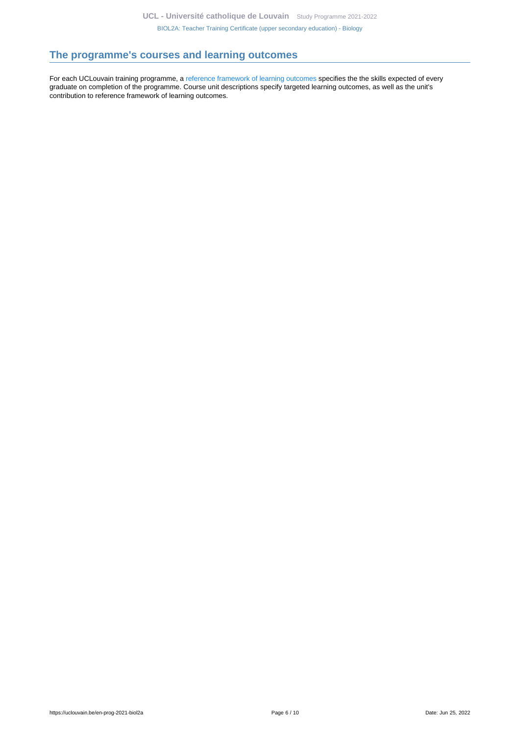## The programme's courses and learning outcomes

For each UCLouvain training programme, a reference framework of learning outcomes specifies the the skills expected of every graduate on completion of the programme. Course unit descriptions specify targeted learning outcomes, as well as the unit's contribution to reference framework of learning outcomes.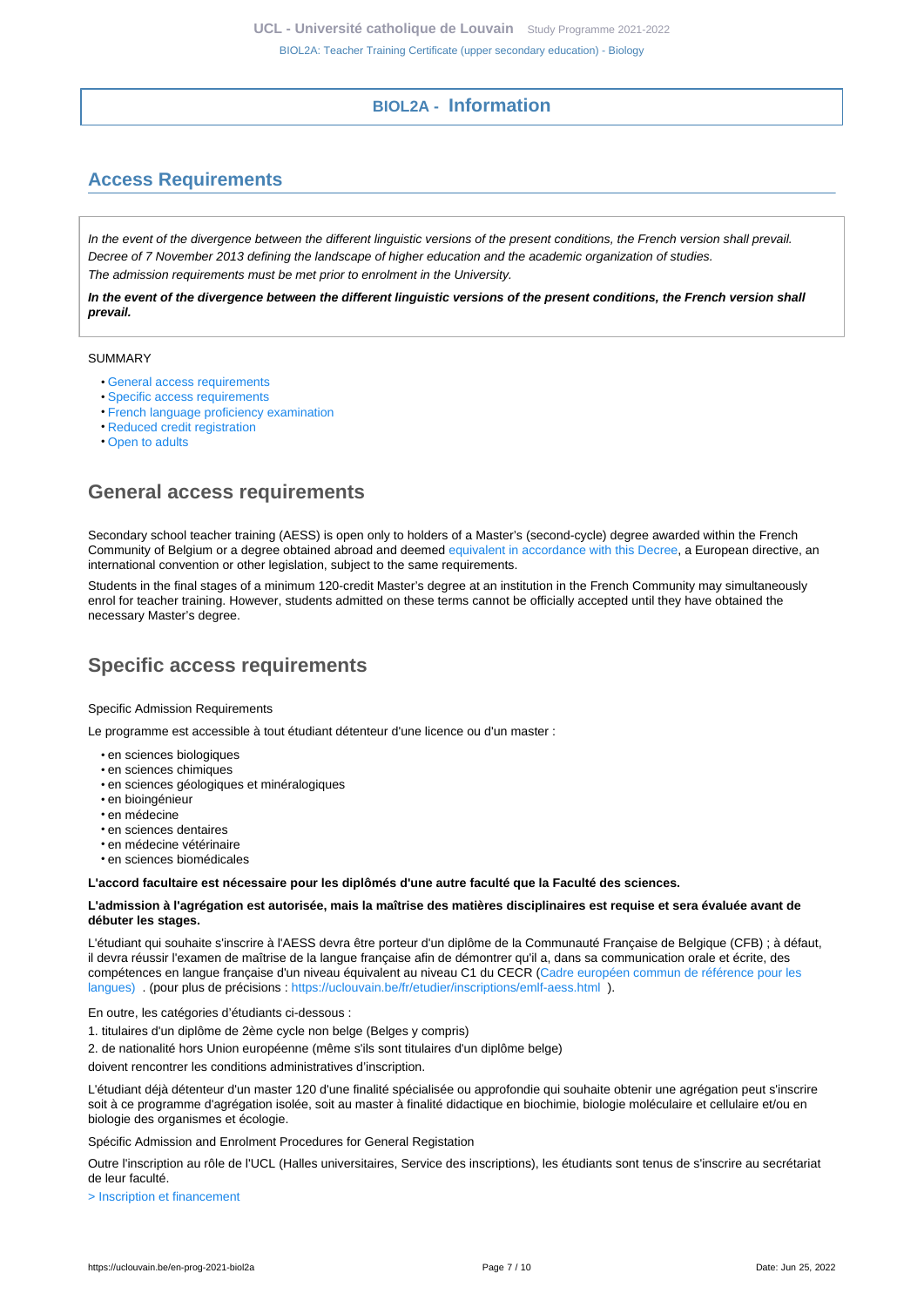## BIOL2A - Information

## Access Requirements

*In the event of the divergence between the different linguistic versions of the present conditions, the French version shall prevail.*
*Decree of 7 November 2013 defining the landscape of higher education and the academic organization of studies.*
*The admission requirements must be met prior to enrolment in the University.*

***In the event of the divergence between the different linguistic versions of the present conditions, the French version shall prevail.***

SUMMARY

- General access requirements
- Specific access requirements
- French language proficiency examination
- Reduced credit registration
- Open to adults

## General access requirements

Secondary school teacher training (AESS) is open only to holders of a Master's (second-cycle) degree awarded within the French Community of Belgium or a degree obtained abroad and deemed equivalent in accordance with this Decree, a European directive, an international convention or other legislation, subject to the same requirements.

Students in the final stages of a minimum 120-credit Master's degree at an institution in the French Community may simultaneously enrol for teacher training. However, students admitted on these terms cannot be officially accepted until they have obtained the necessary Master's degree.

## Specific access requirements

Specific Admission Requirements

Le programme est accessible à tout étudiant détenteur d'une licence ou d'un master :

- en sciences biologiques
- en sciences chimiques
- en sciences géologiques et minéralogiques
- en bioingénieur
- en médecine
- en sciences dentaires
- en médecine vétérinaire
- en sciences biomédicales

**L'accord facultaire est nécessaire pour les diplômés d'une autre faculté que la Faculté des sciences.**

**L'admission à l'agrégation est autorisée, mais la maîtrise des matières disciplinaires est requise et sera évaluée avant de débuter les stages.**

L'étudiant qui souhaite s'inscrire à l'AESS devra être porteur d'un diplôme de la Communauté Française de Belgique (CFB) ; à défaut, il devra réussir l'examen de maîtrise de la langue française afin de démontrer qu'il a, dans sa communication orale et écrite, des compétences en langue française d'un niveau équivalent au niveau C1 du CECR (Cadre européen commun de référence pour les langues) . (pour plus de précisions : https://uclouvain.be/fr/etudier/inscriptions/emlf-aess.html ).

En outre, les catégories d'étudiants ci-dessous :

1. titulaires d'un diplôme de 2ème cycle non belge (Belges y compris)
2. de nationalité hors Union européenne (même s'ils sont titulaires d'un diplôme belge)

doivent rencontrer les conditions administratives d'inscription.

L'étudiant déjà détenteur d'un master 120 d'une finalité spécialisée ou approfondie qui souhaite obtenir une agrégation peut s'inscrire soit à ce programme d'agrégation isolée, soit au master à finalité didactique en biochimie, biologie moléculaire et cellulaire et/ou en biologie des organismes et écologie.

Spécific Admission and Enrolment Procedures for General Registation

Outre l'inscription au rôle de l'UCL (Halles universitaires, Service des inscriptions), les étudiants sont tenus de s'inscrire au secrétariat de leur faculté.

> Inscription et financement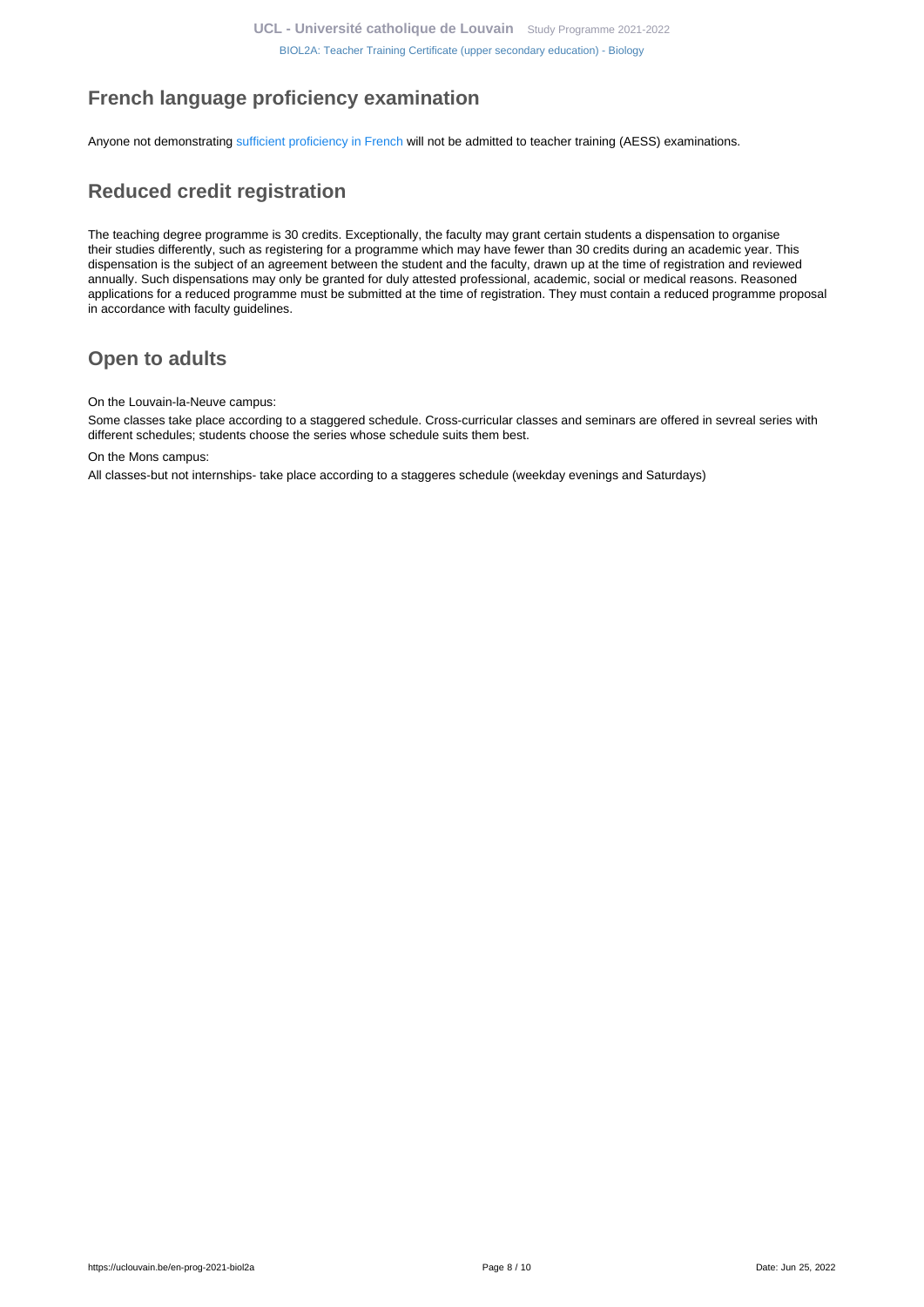## French language proficiency examination

Anyone not demonstrating sufficient proficiency in French will not be admitted to teacher training (AESS) examinations.

## Reduced credit registration

The teaching degree programme is 30 credits. Exceptionally, the faculty may grant certain students a dispensation to organise their studies differently, such as registering for a programme which may have fewer than 30 credits during an academic year. This dispensation is the subject of an agreement between the student and the faculty, drawn up at the time of registration and reviewed annually. Such dispensations may only be granted for duly attested professional, academic, social or medical reasons. Reasoned applications for a reduced programme must be submitted at the time of registration. They must contain a reduced programme proposal in accordance with faculty guidelines.

## Open to adults

On the Louvain-la-Neuve campus:

Some classes take place according to a staggered schedule. Cross-curricular classes and seminars are offered in sevreal series with different schedules; students choose the series whose schedule suits them best.

On the Mons campus:

All classes-but not internships- take place according to a staggeres schedule (weekday evenings and Saturdays)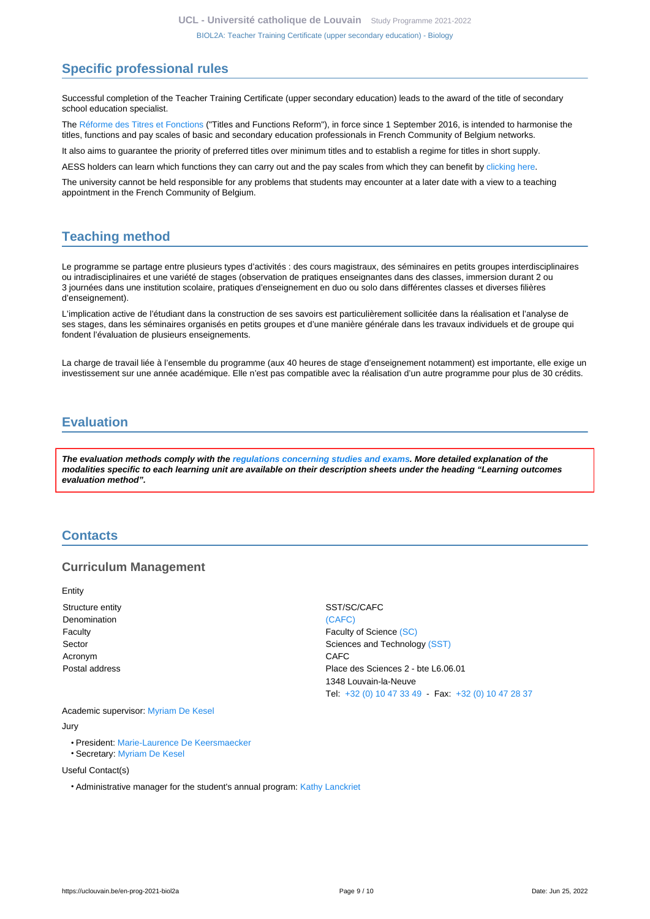## Specific professional rules

Successful completion of the Teacher Training Certificate (upper secondary education) leads to the award of the title of secondary school education specialist.

The Réforme des Titres et Fonctions ("Titles and Functions Reform"), in force since 1 September 2016, is intended to harmonise the titles, functions and pay scales of basic and secondary education professionals in French Community of Belgium networks.

It also aims to guarantee the priority of preferred titles over minimum titles and to establish a regime for titles in short supply.

AESS holders can learn which functions they can carry out and the pay scales from which they can benefit by clicking here.

The university cannot be held responsible for any problems that students may encounter at a later date with a view to a teaching appointment in the French Community of Belgium.

## Teaching method

Le programme se partage entre plusieurs types d'activités : des cours magistraux, des séminaires en petits groupes interdisciplinaires ou intradisciplinaires et une variété de stages (observation de pratiques enseignantes dans des classes, immersion durant 2 ou 3 journées dans une institution scolaire, pratiques d'enseignement en duo ou solo dans différentes classes et diverses filières d'enseignement).

L'implication active de l'étudiant dans la construction de ses savoirs est particulièrement sollicitée dans la réalisation et l'analyse de ses stages, dans les séminaires organisés en petits groupes et d'une manière générale dans les travaux individuels et de groupe qui fondent l'évaluation de plusieurs enseignements.

La charge de travail liée à l'ensemble du programme (aux 40 heures de stage d'enseignement notamment) est importante, elle exige un investissement sur une année académique. Elle n'est pas compatible avec la réalisation d'un autre programme pour plus de 30 crédits.

## Evaluation

***The evaluation methods comply with the regulations concerning studies and exams. More detailed explanation of the modalities specific to each learning unit are available on their description sheets under the heading "Learning outcomes evaluation method".***

## Contacts

### Curriculum Management

Entity

| | |
|---|---|
| Structure entity | SST/SC/CAFC |
| Denomination | (CAFC) |
| Faculty | Faculty of Science (SC) |
| Sector | Sciences and Technology (SST) |
| Acronym | CAFC |
| Postal address | Place des Sciences 2 - bte L6.06.01<br>1348 Louvain-la-Neuve<br>Tel: +32 (0) 10 47 33 49 - Fax: +32 (0) 10 47 28 37 |

Academic supervisor: Myriam De Kesel

Jury

- President: Marie-Laurence De Keersmaecker
- Secretary: Myriam De Kesel

Useful Contact(s)

- Administrative manager for the student's annual program: Kathy Lanckriet